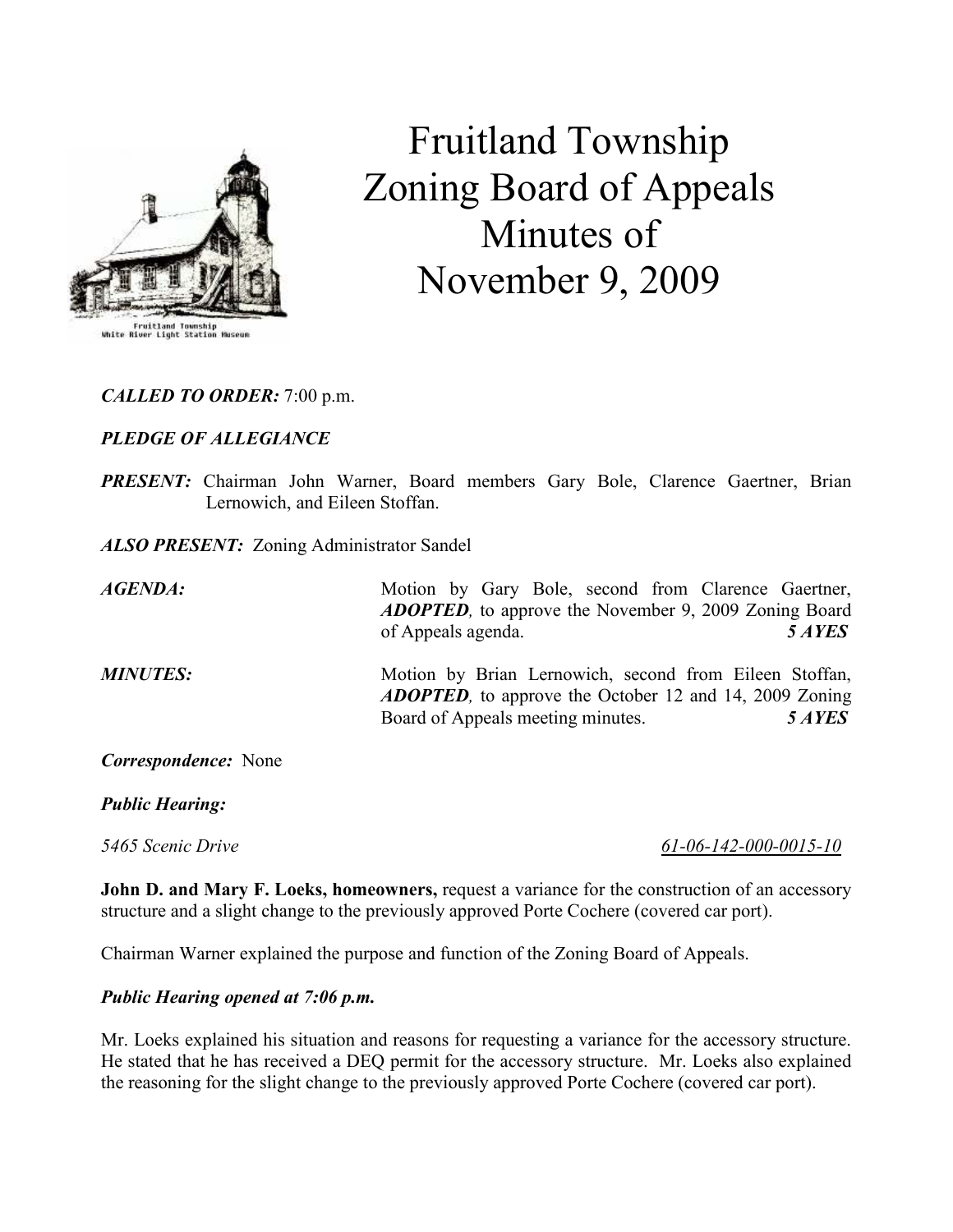# Fruitland Township Zoning Board of Appeals Minutes of November 9, 2009

***CALLED TO ORDER:*** 7:00 p.m.

***PLEDGE OF ALLEGIANCE***

***PRESENT:*** Chairman John Warner, Board members Gary Bole, Clarence Gaertner, Brian Lernowich, and Eileen Stoffan.

***ALSO PRESENT:*** Zoning Administrator Sandel

***AGENDA:*** Motion by Gary Bole, second from Clarence Gaertner, ***ADOPTED,*** to approve the November 9, 2009 Zoning Board of Appeals agenda. ***5 AYES***

***MINUTES:*** Motion by Brian Lernowich, second from Eileen Stoffan, ***ADOPTED,*** to approve the October 12 and 14, 2009 Zoning Board of Appeals meeting minutes. ***5 AYES***

***Correspondence:*** None

***Public Hearing:***

*5465 Scenic Drive* <u>*61-06-142-000-0015-10*</u>

**John D. and Mary F. Loeks, homeowners,** request a variance for the construction of an accessory structure and a slight change to the previously approved Porte Cochere (covered car port).

Chairman Warner explained the purpose and function of the Zoning Board of Appeals.

***Public Hearing opened at 7:06 p.m.***

Mr. Loeks explained his situation and reasons for requesting a variance for the accessory structure. He stated that he has received a DEQ permit for the accessory structure. Mr. Loeks also explained the reasoning for the slight change to the previously approved Porte Cochere (covered car port).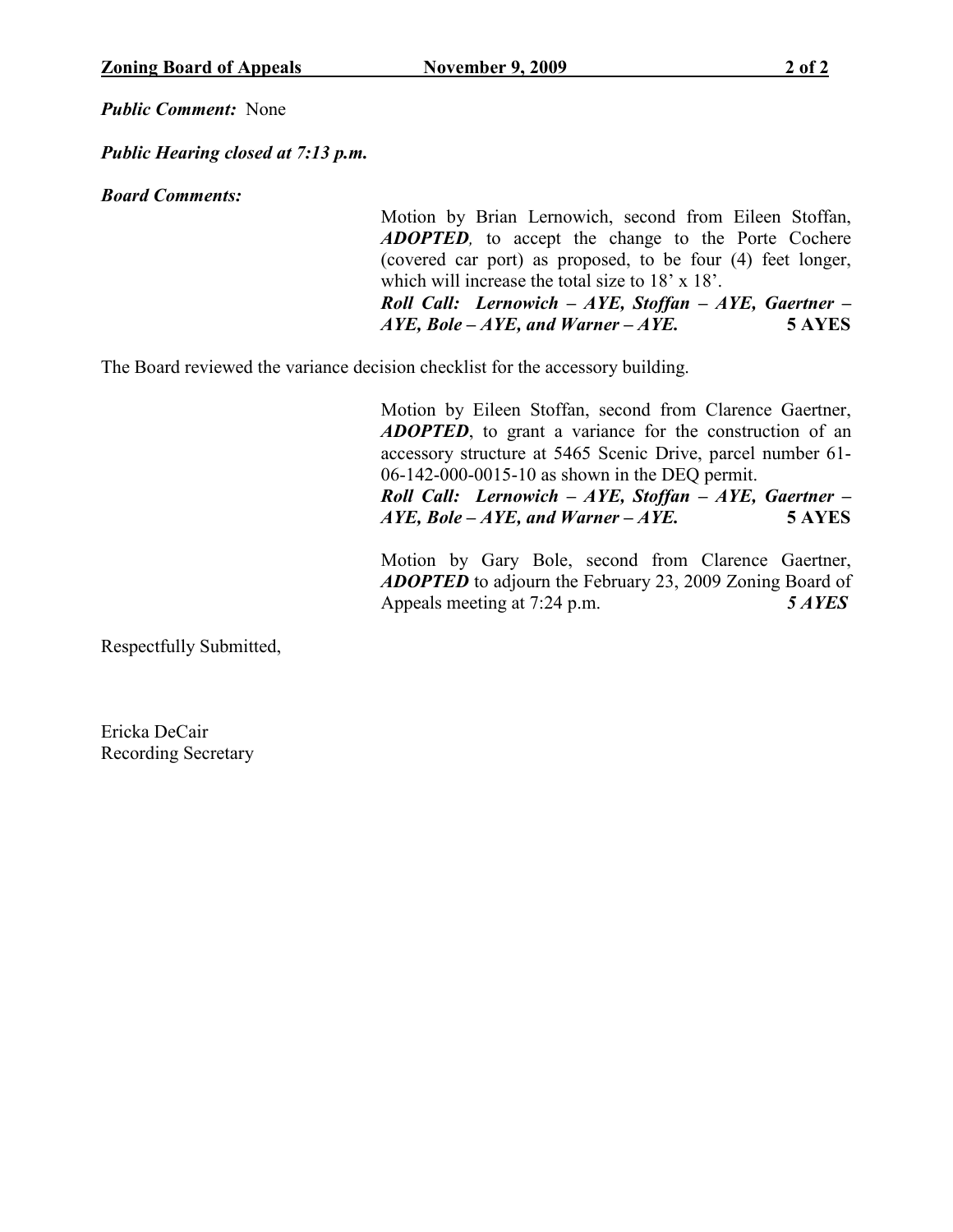***Public Comment:*** None

***Public Hearing closed at 7:13 p.m.***

***Board Comments:***

Motion by Brian Lernowich, second from Eileen Stoffan, ***ADOPTED,*** to accept the change to the Porte Cochere (covered car port) as proposed, to be four (4) feet longer, which will increase the total size to 18' x 18'.
***Roll Call: Lernowich – AYE, Stoffan – AYE, Gaertner – AYE, Bole – AYE, and Warner – AYE.*** **5 AYES**

The Board reviewed the variance decision checklist for the accessory building.

Motion by Eileen Stoffan, second from Clarence Gaertner, ***ADOPTED***, to grant a variance for the construction of an accessory structure at 5465 Scenic Drive, parcel number 61-06-142-000-0015-10 as shown in the DEQ permit.
***Roll Call: Lernowich – AYE, Stoffan – AYE, Gaertner – AYE, Bole – AYE, and Warner – AYE.*** **5 AYES**

Motion by Gary Bole, second from Clarence Gaertner, ***ADOPTED*** to adjourn the February 23, 2009 Zoning Board of Appeals meeting at 7:24 p.m. ***5 AYES***

Respectfully Submitted,

Ericka DeCair
Recording Secretary